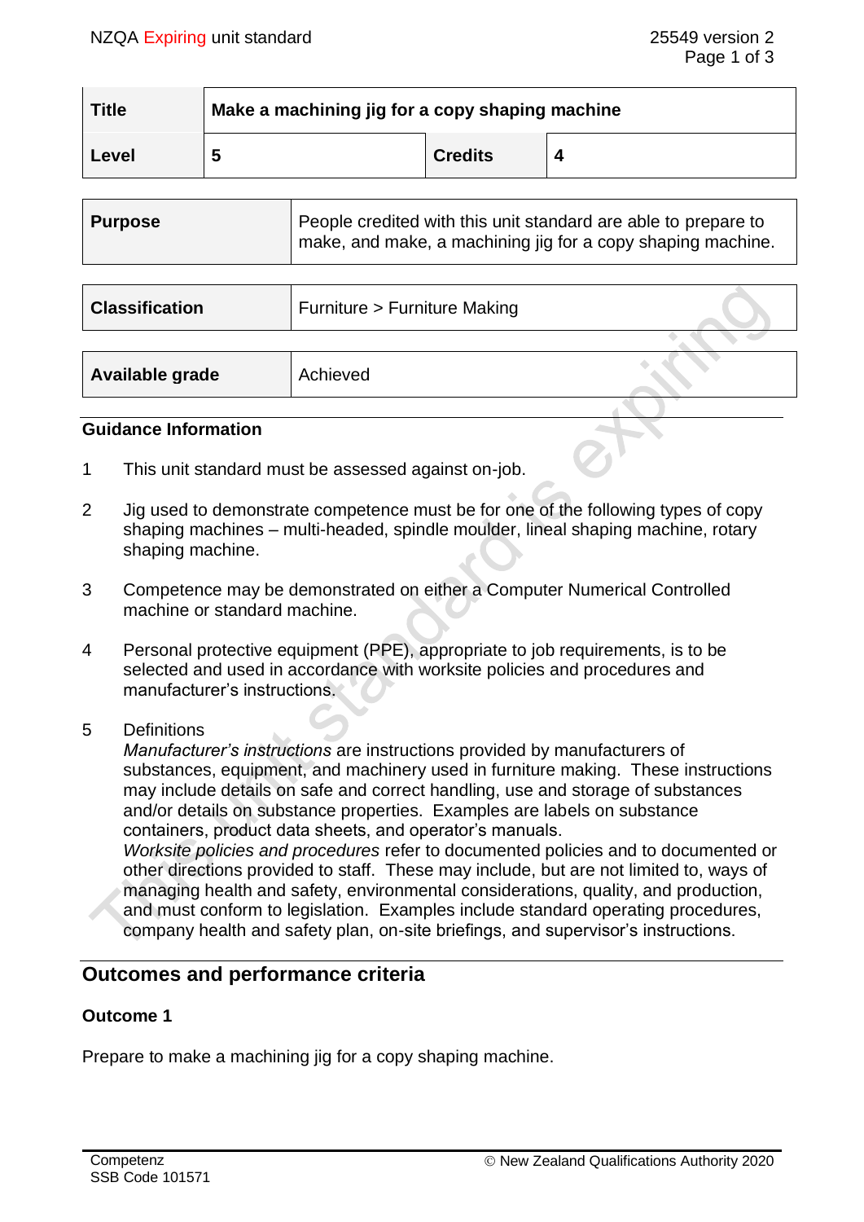| Title | Make a machining jig for a copy shaping machine | | |
|---|---|---|---|
| Level | 5 | Credits | 4 |

| Purpose | People credited with this unit standard are able to prepare to make, and make, a machining jig for a copy shaping machine. |
|---|---|

| Classification | Furniture > Furniture Making |
|---|---|

| Available grade | Achieved |
|---|---|

### Guidance Information

1. This unit standard must be assessed against on-job.

2. Jig used to demonstrate competence must be for one of the following types of copy shaping machines – multi-headed, spindle moulder, lineal shaping machine, rotary shaping machine.

3. Competence may be demonstrated on either a Computer Numerical Controlled machine or standard machine.

4. Personal protective equipment (PPE), appropriate to job requirements, is to be selected and used in accordance with worksite policies and procedures and manufacturer's instructions.

5. Definitions

   *Manufacturer's instructions* are instructions provided by manufacturers of substances, equipment, and machinery used in furniture making. These instructions may include details on safe and correct handling, use and storage of substances and/or details on substance properties. Examples are labels on substance containers, product data sheets, and operator's manuals.

   *Worksite policies and procedures* refer to documented policies and to documented or other directions provided to staff. These may include, but are not limited to, ways of managing health and safety, environmental considerations, quality, and production, and must conform to legislation. Examples include standard operating procedures, company health and safety plan, on-site briefings, and supervisor's instructions.

## Outcomes and performance criteria

### Outcome 1

Prepare to make a machining jig for a copy shaping machine.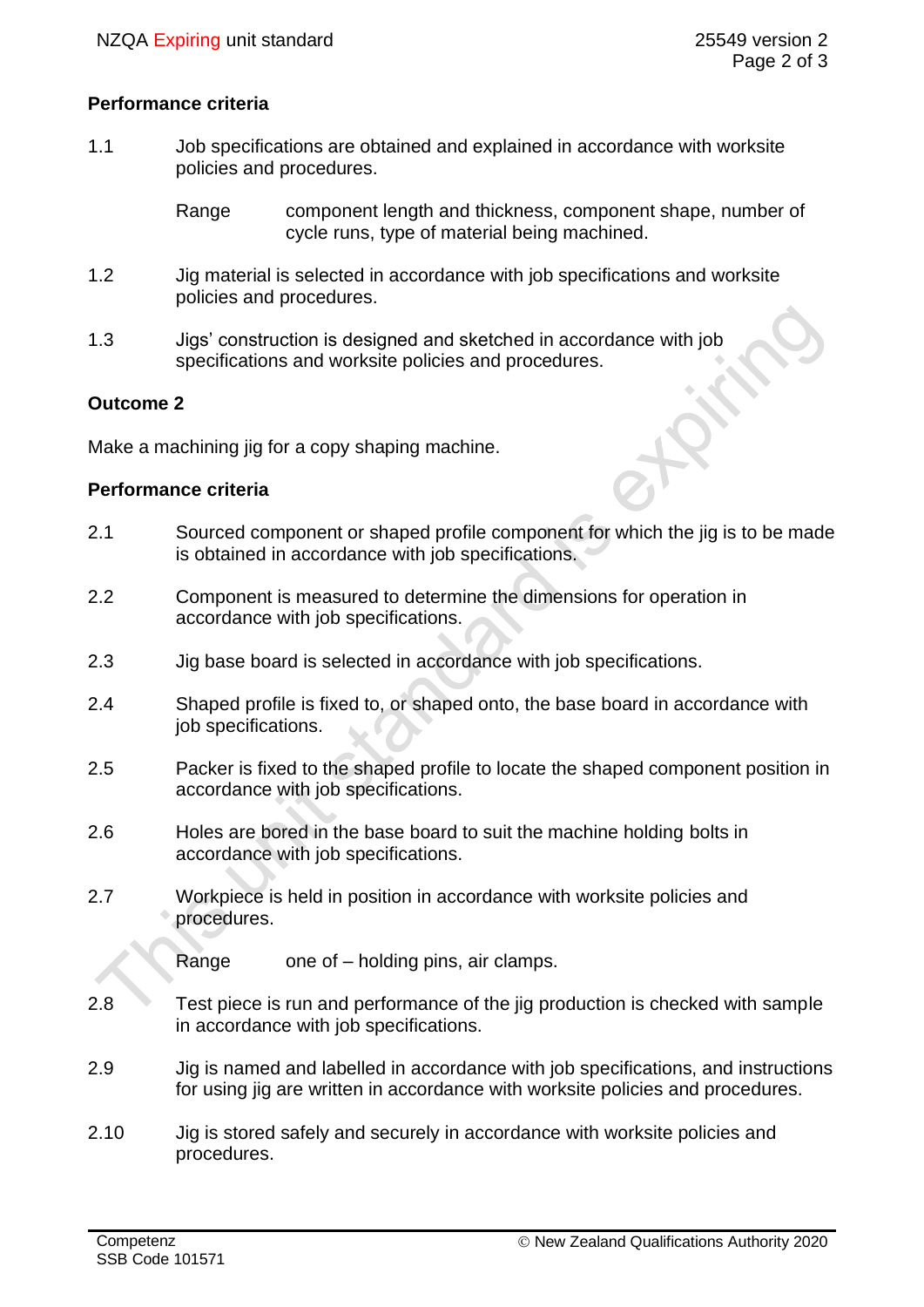### Performance criteria

1.1 Job specifications are obtained and explained in accordance with worksite policies and procedures.

Range: component length and thickness, component shape, number of cycle runs, type of material being machined.

1.2 Jig material is selected in accordance with job specifications and worksite policies and procedures.

1.3 Jigs' construction is designed and sketched in accordance with job specifications and worksite policies and procedures.

## Outcome 2

Make a machining jig for a copy shaping machine.

### Performance criteria

2.1 Sourced component or shaped profile component for which the jig is to be made is obtained in accordance with job specifications.

2.2 Component is measured to determine the dimensions for operation in accordance with job specifications.

2.3 Jig base board is selected in accordance with job specifications.

2.4 Shaped profile is fixed to, or shaped onto, the base board in accordance with job specifications.

2.5 Packer is fixed to the shaped profile to locate the shaped component position in accordance with job specifications.

2.6 Holes are bored in the base board to suit the machine holding bolts in accordance with job specifications.

2.7 Workpiece is held in position in accordance with worksite policies and procedures.

Range: one of – holding pins, air clamps.

2.8 Test piece is run and performance of the jig production is checked with sample in accordance with job specifications.

2.9 Jig is named and labelled in accordance with job specifications, and instructions for using jig are written in accordance with worksite policies and procedures.

2.10 Jig is stored safely and securely in accordance with worksite policies and procedures.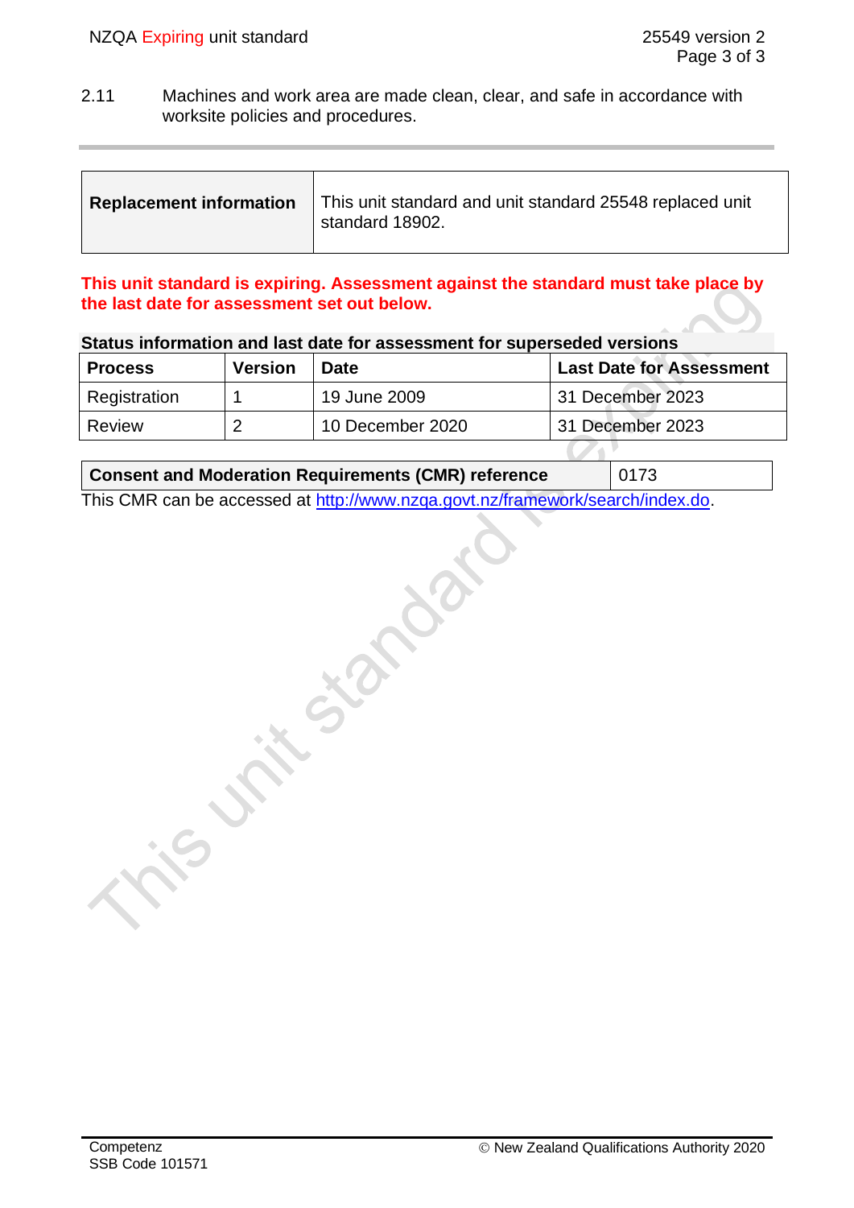2.11 Machines and work area are made clean, clear, and safe in accordance with worksite policies and procedures.

| | |
|---|---|
| **Replacement information** | This unit standard and unit standard 25548 replaced unit standard 18902. |

**This unit standard is expiring. Assessment against the standard must take place by the last date for assessment set out below.**

**Status information and last date for assessment for superseded versions**

| Process | Version | Date | Last Date for Assessment |
|---|---|---|---|
| Registration | 1 | 19 June 2009 | 31 December 2023 |
| Review | 2 | 10 December 2020 | 31 December 2023 |

| | |
|---|---|
| **Consent and Moderation Requirements (CMR) reference** | 0173 |

This CMR can be accessed at http://www.nzqa.govt.nz/framework/search/index.do.

Competenz
SSB Code 101571

© New Zealand Qualifications Authority 2020